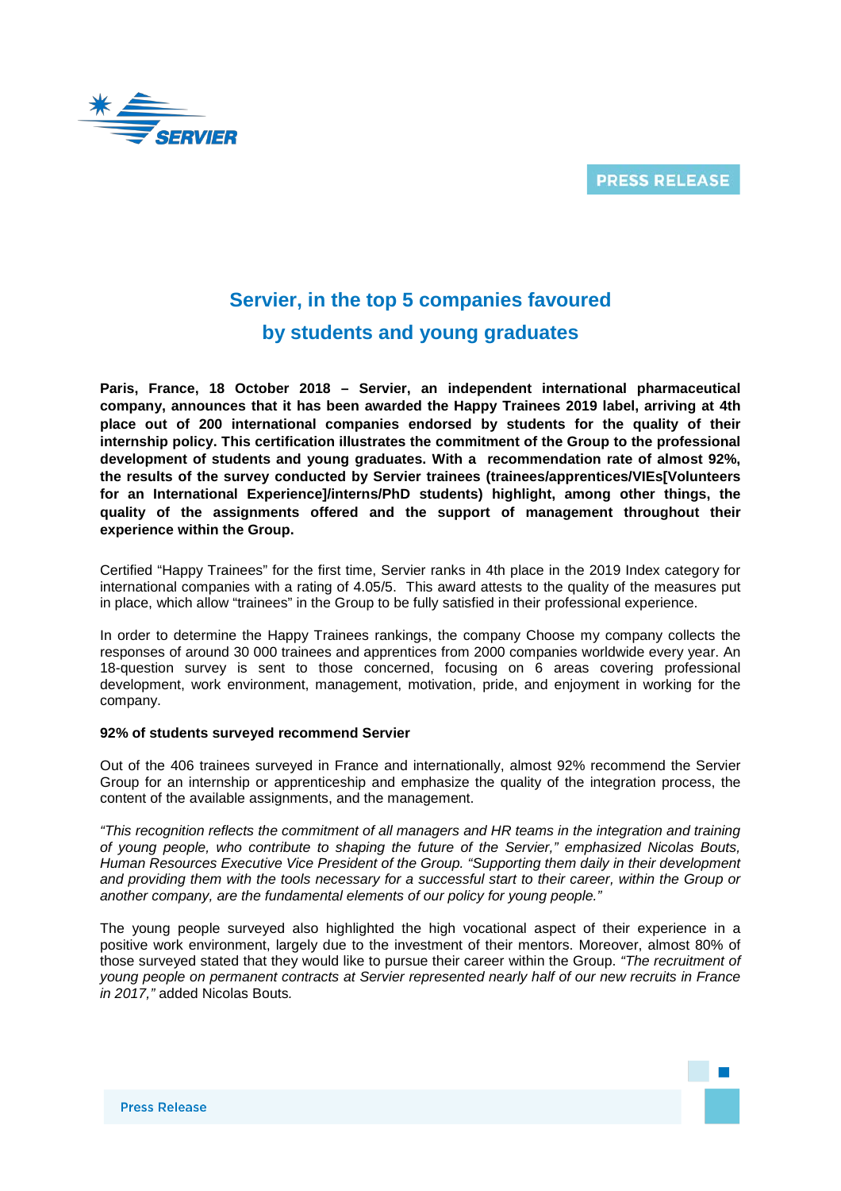PRESS RELEASE

# Servier, in the top 5 companies favoured by students and young graduates

**Paris, France, 18 October 2018 – Servier, an independent international pharmaceutical company, announces that it has been awarded the Happy Trainees 2019 label, arriving at 4th place out of 200 international companies endorsed by students for the quality of their internship policy. This certification illustrates the commitment of the Group to the professional development of students and young graduates. With a recommendation rate of almost 92%, the results of the survey conducted by Servier trainees (trainees/apprentices/VIEs[Volunteers for an International Experience]/interns/PhD students) highlight, among other things, the quality of the assignments offered and the support of management throughout their experience within the Group.**

Certified "Happy Trainees" for the first time, Servier ranks in 4th place in the 2019 Index category for international companies with a rating of 4.05/5. This award attests to the quality of the measures put in place, which allow "trainees" in the Group to be fully satisfied in their professional experience.

In order to determine the Happy Trainees rankings, the company Choose my company collects the responses of around 30 000 trainees and apprentices from 2000 companies worldwide every year. An 18-question survey is sent to those concerned, focusing on 6 areas covering professional development, work environment, management, motivation, pride, and enjoyment in working for the company.

**92% of students surveyed recommend Servier**

Out of the 406 trainees surveyed in France and internationally, almost 92% recommend the Servier Group for an internship or apprenticeship and emphasize the quality of the integration process, the content of the available assignments, and the management.

*"This recognition reflects the commitment of all managers and HR teams in the integration and training of young people, who contribute to shaping the future of the Servier," emphasized Nicolas Bouts, Human Resources Executive Vice President of the Group. "Supporting them daily in their development and providing them with the tools necessary for a successful start to their career, within the Group or another company, are the fundamental elements of our policy for young people."*

The young people surveyed also highlighted the high vocational aspect of their experience in a positive work environment, largely due to the investment of their mentors. Moreover, almost 80% of those surveyed stated that they would like to pursue their career within the Group. *"The recruitment of young people on permanent contracts at Servier represented nearly half of our new recruits in France in 2017,"* added Nicolas Bouts.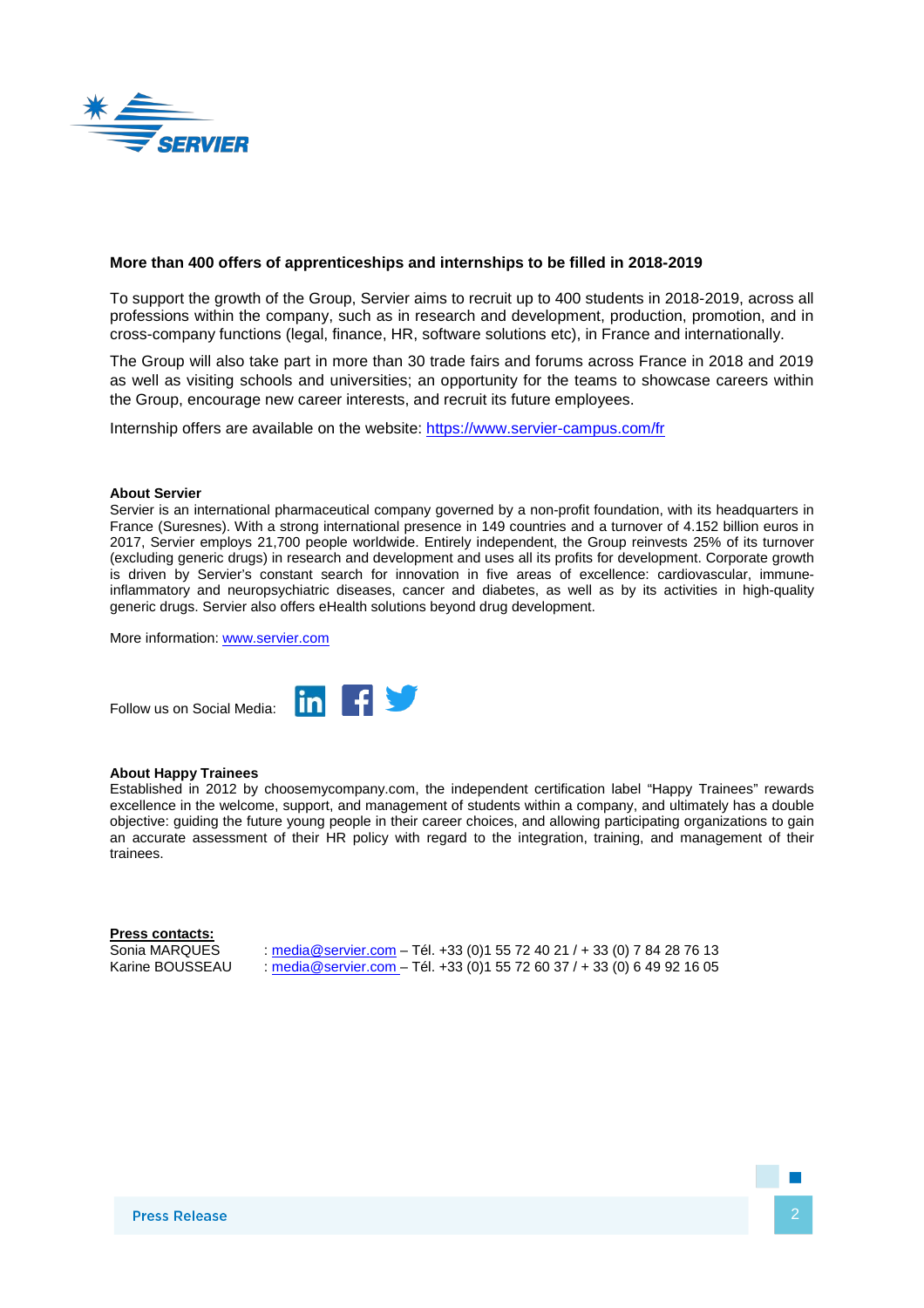### More than 400 offers of apprenticeships and internships to be filled in 2018-2019

To support the growth of the Group, Servier aims to recruit up to 400 students in 2018-2019, across all professions within the company, such as in research and development, production, promotion, and in cross-company functions (legal, finance, HR, software solutions etc), in France and internationally.

The Group will also take part in more than 30 trade fairs and forums across France in 2018 and 2019 as well as visiting schools and universities; an opportunity for the teams to showcase careers within the Group, encourage new career interests, and recruit its future employees.

Internship offers are available on the website: https://www.servier-campus.com/fr

**About Servier**

Servier is an international pharmaceutical company governed by a non-profit foundation, with its headquarters in France (Suresnes). With a strong international presence in 149 countries and a turnover of 4.152 billion euros in 2017, Servier employs 21,700 people worldwide. Entirely independent, the Group reinvests 25% of its turnover (excluding generic drugs) in research and development and uses all its profits for development. Corporate growth is driven by Servier's constant search for innovation in five areas of excellence: cardiovascular, immune-inflammatory and neuropsychiatric diseases, cancer and diabetes, as well as by its activities in high-quality generic drugs. Servier also offers eHealth solutions beyond drug development.

More information: www.servier.com

Follow us on Social Media:

**About Happy Trainees**

Established in 2012 by choosemycompany.com, the independent certification label "Happy Trainees" rewards excellence in the welcome, support, and management of students within a company, and ultimately has a double objective: guiding the future young people in their career choices, and allowing participating organizations to gain an accurate assessment of their HR policy with regard to the integration, training, and management of their trainees.

**Press contacts:**

Sonia MARQUES : media@servier.com – Tél. +33 (0)1 55 72 40 21 / + 33 (0) 7 84 28 76 13
Karine BOUSSEAU : media@servier.com – Tél. +33 (0)1 55 72 60 37 / + 33 (0) 6 49 92 16 05